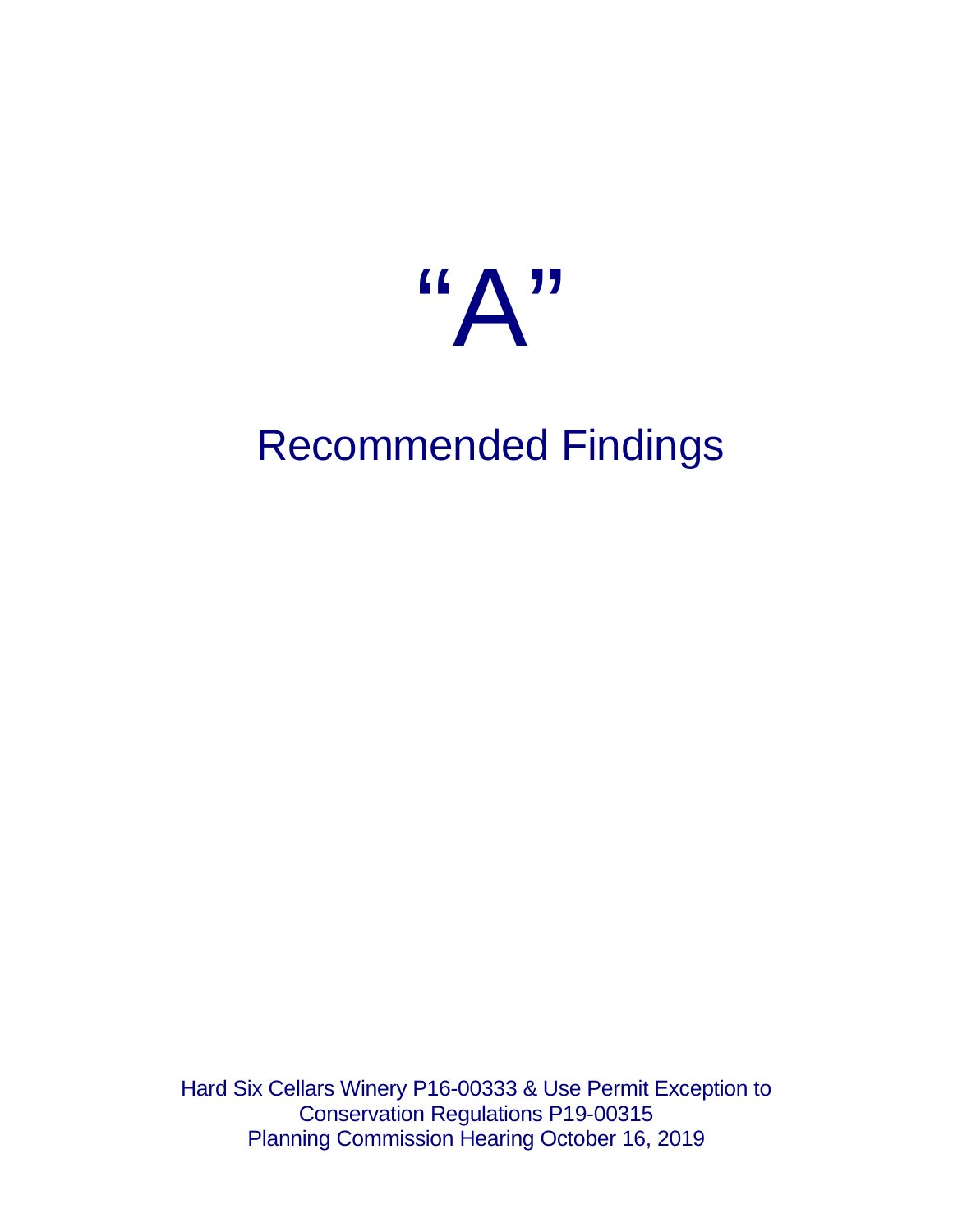# "A"

## Recommended Findings

Hard Six Cellars Winery P16-00333 & Use Permit Exception to Conservation Regulations P19-00315
Planning Commission Hearing October 16, 2019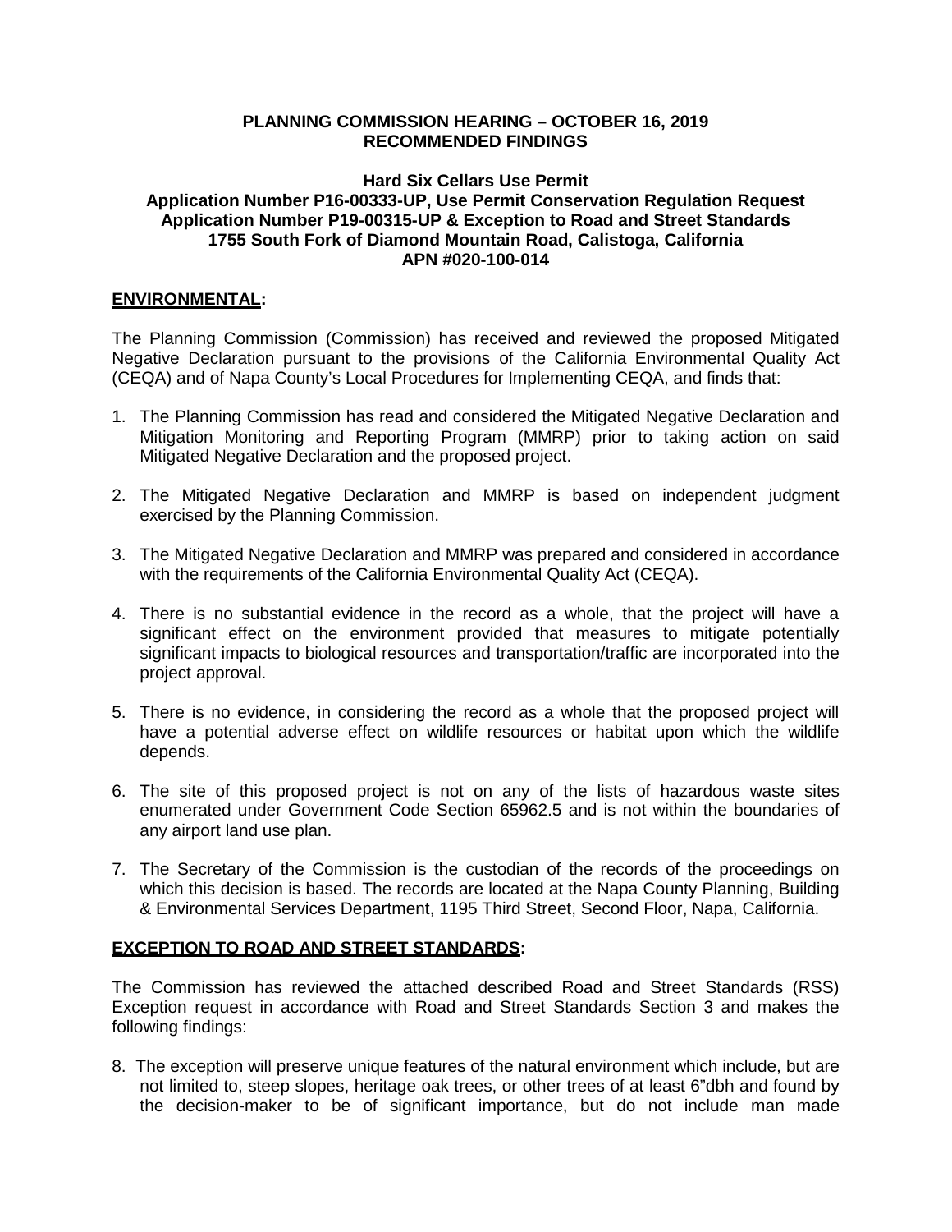**PLANNING COMMISSION HEARING – OCTOBER 16, 2019**
**RECOMMENDED FINDINGS**

**Hard Six Cellars Use Permit**
**Application Number P16-00333-UP, Use Permit Conservation Regulation Request**
**Application Number P19-00315-UP & Exception to Road and Street Standards**
**1755 South Fork of Diamond Mountain Road, Calistoga, California**
**APN #020-100-014**

## ENVIRONMENTAL:

The Planning Commission (Commission) has received and reviewed the proposed Mitigated Negative Declaration pursuant to the provisions of the California Environmental Quality Act (CEQA) and of Napa County's Local Procedures for Implementing CEQA, and finds that:

1. The Planning Commission has read and considered the Mitigated Negative Declaration and Mitigation Monitoring and Reporting Program (MMRP) prior to taking action on said Mitigated Negative Declaration and the proposed project.

2. The Mitigated Negative Declaration and MMRP is based on independent judgment exercised by the Planning Commission.

3. The Mitigated Negative Declaration and MMRP was prepared and considered in accordance with the requirements of the California Environmental Quality Act (CEQA).

4. There is no substantial evidence in the record as a whole, that the project will have a significant effect on the environment provided that measures to mitigate potentially significant impacts to biological resources and transportation/traffic are incorporated into the project approval.

5. There is no evidence, in considering the record as a whole that the proposed project will have a potential adverse effect on wildlife resources or habitat upon which the wildlife depends.

6. The site of this proposed project is not on any of the lists of hazardous waste sites enumerated under Government Code Section 65962.5 and is not within the boundaries of any airport land use plan.

7. The Secretary of the Commission is the custodian of the records of the proceedings on which this decision is based. The records are located at the Napa County Planning, Building & Environmental Services Department, 1195 Third Street, Second Floor, Napa, California.

## EXCEPTION TO ROAD AND STREET STANDARDS:

The Commission has reviewed the attached described Road and Street Standards (RSS) Exception request in accordance with Road and Street Standards Section 3 and makes the following findings:

8. The exception will preserve unique features of the natural environment which include, but are not limited to, steep slopes, heritage oak trees, or other trees of at least 6"dbh and found by the decision-maker to be of significant importance, but do not include man made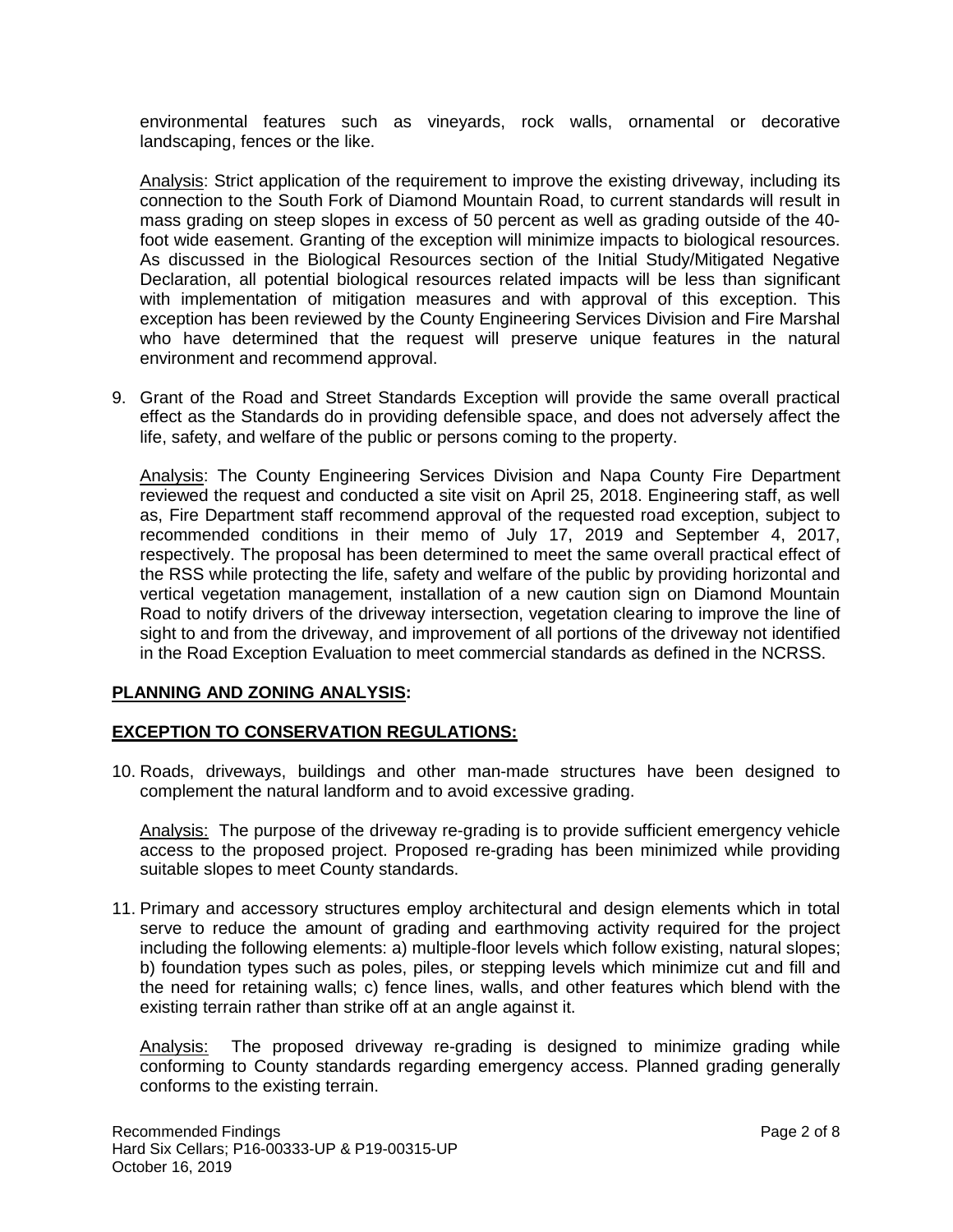environmental features such as vineyards, rock walls, ornamental or decorative landscaping, fences or the like.

Analysis: Strict application of the requirement to improve the existing driveway, including its connection to the South Fork of Diamond Mountain Road, to current standards will result in mass grading on steep slopes in excess of 50 percent as well as grading outside of the 40-foot wide easement. Granting of the exception will minimize impacts to biological resources. As discussed in the Biological Resources section of the Initial Study/Mitigated Negative Declaration, all potential biological resources related impacts will be less than significant with implementation of mitigation measures and with approval of this exception. This exception has been reviewed by the County Engineering Services Division and Fire Marshal who have determined that the request will preserve unique features in the natural environment and recommend approval.

9. Grant of the Road and Street Standards Exception will provide the same overall practical effect as the Standards do in providing defensible space, and does not adversely affect the life, safety, and welfare of the public or persons coming to the property.

   Analysis: The County Engineering Services Division and Napa County Fire Department reviewed the request and conducted a site visit on April 25, 2018. Engineering staff, as well as, Fire Department staff recommend approval of the requested road exception, subject to recommended conditions in their memo of July 17, 2019 and September 4, 2017, respectively. The proposal has been determined to meet the same overall practical effect of the RSS while protecting the life, safety and welfare of the public by providing horizontal and vertical vegetation management, installation of a new caution sign on Diamond Mountain Road to notify drivers of the driveway intersection, vegetation clearing to improve the line of sight to and from the driveway, and improvement of all portions of the driveway not identified in the Road Exception Evaluation to meet commercial standards as defined in the NCRSS.

## PLANNING AND ZONING ANALYSIS:

## EXCEPTION TO CONSERVATION REGULATIONS:

10. Roads, driveways, buildings and other man-made structures have been designed to complement the natural landform and to avoid excessive grading.

    Analysis: The purpose of the driveway re-grading is to provide sufficient emergency vehicle access to the proposed project. Proposed re-grading has been minimized while providing suitable slopes to meet County standards.

11. Primary and accessory structures employ architectural and design elements which in total serve to reduce the amount of grading and earthmoving activity required for the project including the following elements: a) multiple-floor levels which follow existing, natural slopes; b) foundation types such as poles, piles, or stepping levels which minimize cut and fill and the need for retaining walls; c) fence lines, walls, and other features which blend with the existing terrain rather than strike off at an angle against it.

    Analysis: The proposed driveway re-grading is designed to minimize grading while conforming to County standards regarding emergency access. Planned grading generally conforms to the existing terrain.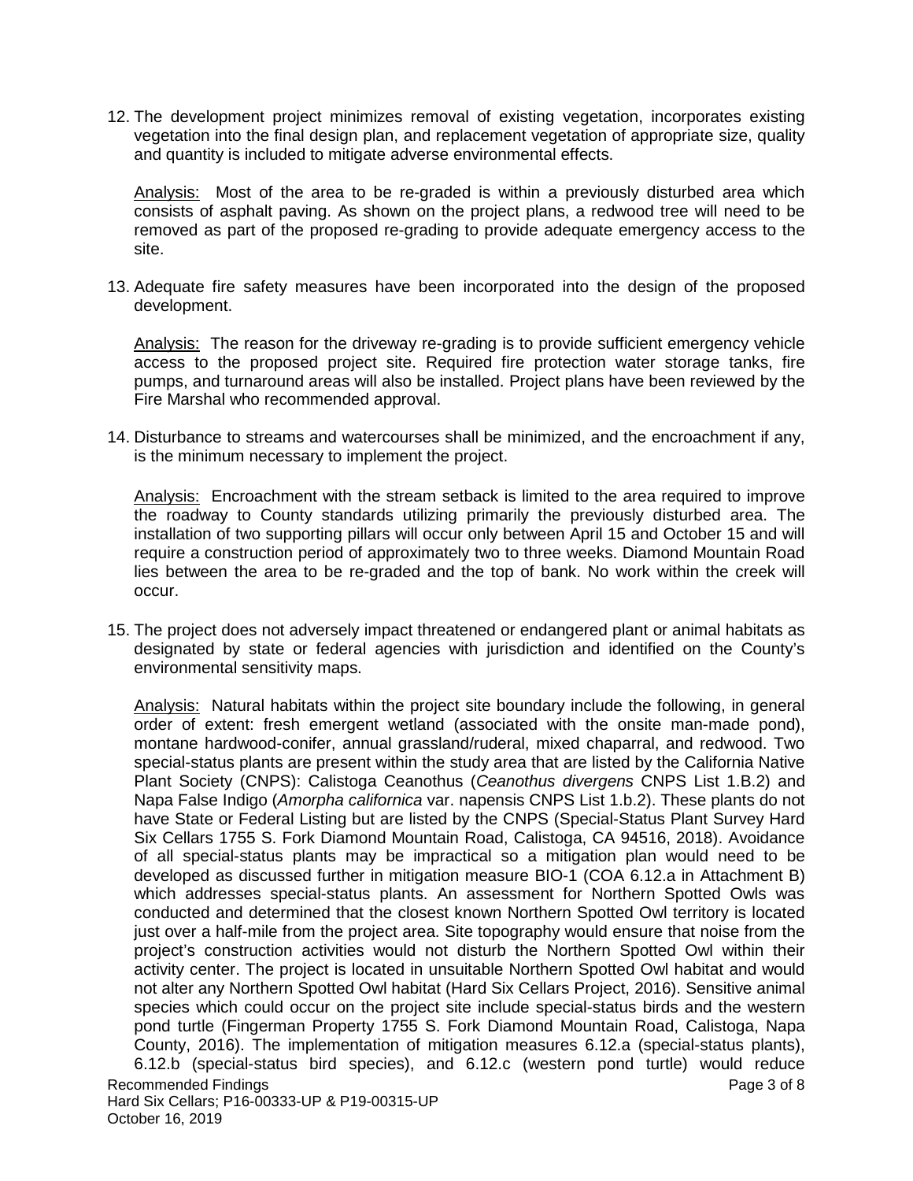12. The development project minimizes removal of existing vegetation, incorporates existing vegetation into the final design plan, and replacement vegetation of appropriate size, quality and quantity is included to mitigate adverse environmental effects.

    Analysis: Most of the area to be re-graded is within a previously disturbed area which consists of asphalt paving. As shown on the project plans, a redwood tree will need to be removed as part of the proposed re-grading to provide adequate emergency access to the site.

13. Adequate fire safety measures have been incorporated into the design of the proposed development.

    Analysis: The reason for the driveway re-grading is to provide sufficient emergency vehicle access to the proposed project site. Required fire protection water storage tanks, fire pumps, and turnaround areas will also be installed. Project plans have been reviewed by the Fire Marshal who recommended approval.

14. Disturbance to streams and watercourses shall be minimized, and the encroachment if any, is the minimum necessary to implement the project.

    Analysis: Encroachment with the stream setback is limited to the area required to improve the roadway to County standards utilizing primarily the previously disturbed area. The installation of two supporting pillars will occur only between April 15 and October 15 and will require a construction period of approximately two to three weeks. Diamond Mountain Road lies between the area to be re-graded and the top of bank. No work within the creek will occur.

15. The project does not adversely impact threatened or endangered plant or animal habitats as designated by state or federal agencies with jurisdiction and identified on the County's environmental sensitivity maps.

    Analysis: Natural habitats within the project site boundary include the following, in general order of extent: fresh emergent wetland (associated with the onsite man-made pond), montane hardwood-conifer, annual grassland/ruderal, mixed chaparral, and redwood. Two special-status plants are present within the study area that are listed by the California Native Plant Society (CNPS): Calistoga Ceanothus (*Ceanothus divergens* CNPS List 1.B.2) and Napa False Indigo (*Amorpha californica* var. napensis CNPS List 1.b.2). These plants do not have State or Federal Listing but are listed by the CNPS (Special-Status Plant Survey Hard Six Cellars 1755 S. Fork Diamond Mountain Road, Calistoga, CA 94516, 2018). Avoidance of all special-status plants may be impractical so a mitigation plan would need to be developed as discussed further in mitigation measure BIO-1 (COA 6.12.a in Attachment B) which addresses special-status plants. An assessment for Northern Spotted Owls was conducted and determined that the closest known Northern Spotted Owl territory is located just over a half-mile from the project area. Site topography would ensure that noise from the project's construction activities would not disturb the Northern Spotted Owl within their activity center. The project is located in unsuitable Northern Spotted Owl habitat and would not alter any Northern Spotted Owl habitat (Hard Six Cellars Project, 2016). Sensitive animal species which could occur on the project site include special-status birds and the western pond turtle (Fingerman Property 1755 S. Fork Diamond Mountain Road, Calistoga, Napa County, 2016). The implementation of mitigation measures 6.12.a (special-status plants), 6.12.b (special-status bird species), and 6.12.c (western pond turtle) would reduce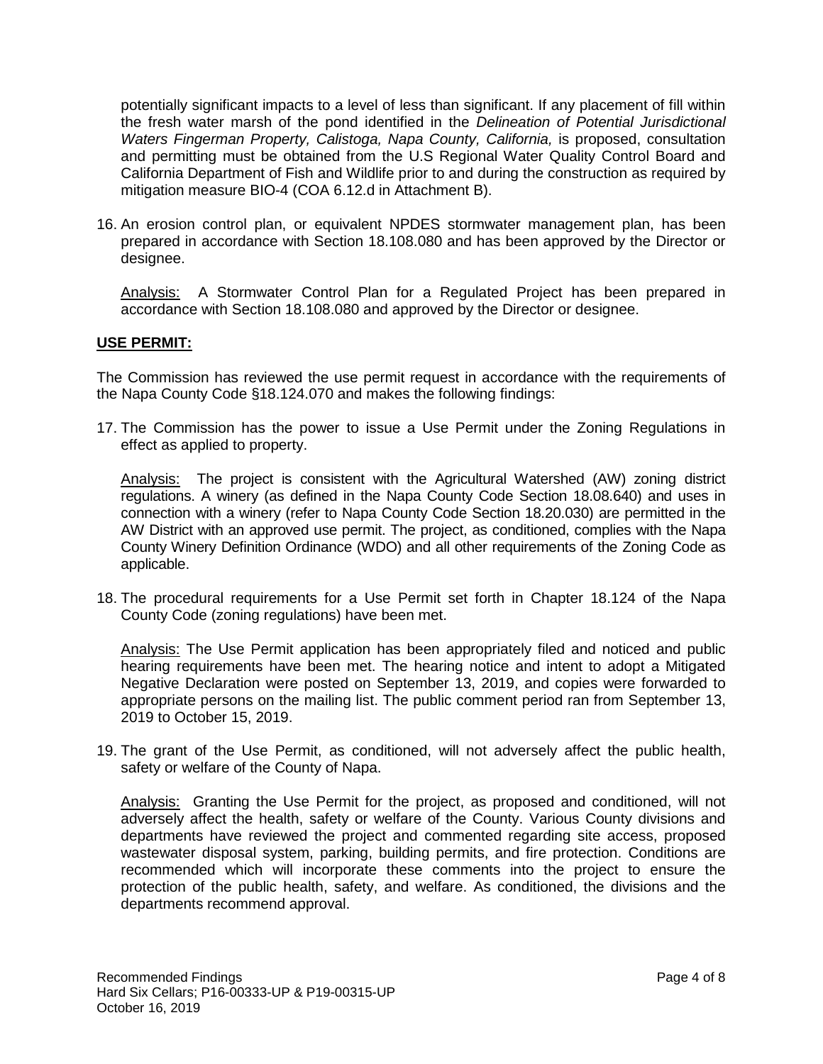potentially significant impacts to a level of less than significant. If any placement of fill within the fresh water marsh of the pond identified in the *Delineation of Potential Jurisdictional Waters Fingerman Property, Calistoga, Napa County, California,* is proposed, consultation and permitting must be obtained from the U.S Regional Water Quality Control Board and California Department of Fish and Wildlife prior to and during the construction as required by mitigation measure BIO-4 (COA 6.12.d in Attachment B).

16. An erosion control plan, or equivalent NPDES stormwater management plan, has been prepared in accordance with Section 18.108.080 and has been approved by the Director or designee.

    Analysis: A Stormwater Control Plan for a Regulated Project has been prepared in accordance with Section 18.108.080 and approved by the Director or designee.

**USE PERMIT:**

The Commission has reviewed the use permit request in accordance with the requirements of the Napa County Code §18.124.070 and makes the following findings:

17. The Commission has the power to issue a Use Permit under the Zoning Regulations in effect as applied to property.

    Analysis: The project is consistent with the Agricultural Watershed (AW) zoning district regulations. A winery (as defined in the Napa County Code Section 18.08.640) and uses in connection with a winery (refer to Napa County Code Section 18.20.030) are permitted in the AW District with an approved use permit. The project, as conditioned, complies with the Napa County Winery Definition Ordinance (WDO) and all other requirements of the Zoning Code as applicable.

18. The procedural requirements for a Use Permit set forth in Chapter 18.124 of the Napa County Code (zoning regulations) have been met.

    Analysis: The Use Permit application has been appropriately filed and noticed and public hearing requirements have been met. The hearing notice and intent to adopt a Mitigated Negative Declaration were posted on September 13, 2019, and copies were forwarded to appropriate persons on the mailing list. The public comment period ran from September 13, 2019 to October 15, 2019.

19. The grant of the Use Permit, as conditioned, will not adversely affect the public health, safety or welfare of the County of Napa.

    Analysis: Granting the Use Permit for the project, as proposed and conditioned, will not adversely affect the health, safety or welfare of the County. Various County divisions and departments have reviewed the project and commented regarding site access, proposed wastewater disposal system, parking, building permits, and fire protection. Conditions are recommended which will incorporate these comments into the project to ensure the protection of the public health, safety, and welfare. As conditioned, the divisions and the departments recommend approval.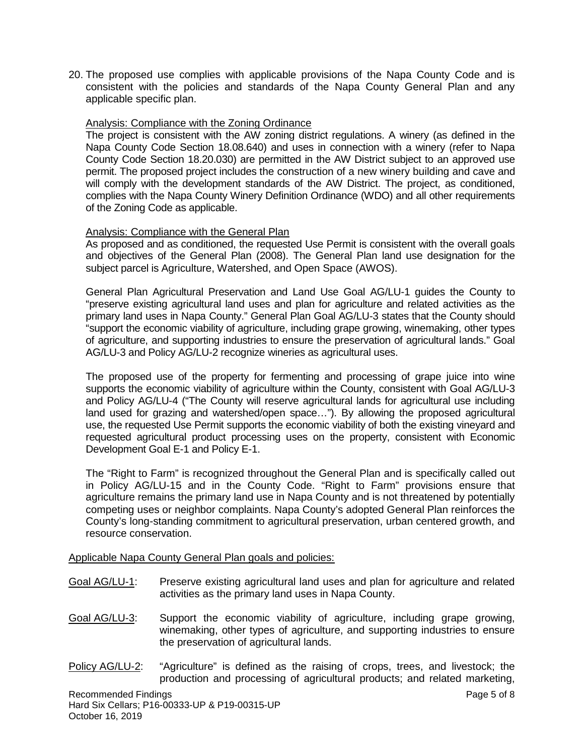20. The proposed use complies with applicable provisions of the Napa County Code and is consistent with the policies and standards of the Napa County General Plan and any applicable specific plan.

<u>Analysis: Compliance with the Zoning Ordinance</u>

The project is consistent with the AW zoning district regulations. A winery (as defined in the Napa County Code Section 18.08.640) and uses in connection with a winery (refer to Napa County Code Section 18.20.030) are permitted in the AW District subject to an approved use permit. The proposed project includes the construction of a new winery building and cave and will comply with the development standards of the AW District. The project, as conditioned, complies with the Napa County Winery Definition Ordinance (WDO) and all other requirements of the Zoning Code as applicable.

<u>Analysis: Compliance with the General Plan</u>

As proposed and as conditioned, the requested Use Permit is consistent with the overall goals and objectives of the General Plan (2008). The General Plan land use designation for the subject parcel is Agriculture, Watershed, and Open Space (AWOS).

General Plan Agricultural Preservation and Land Use Goal AG/LU-1 guides the County to "preserve existing agricultural land uses and plan for agriculture and related activities as the primary land uses in Napa County." General Plan Goal AG/LU-3 states that the County should "support the economic viability of agriculture, including grape growing, winemaking, other types of agriculture, and supporting industries to ensure the preservation of agricultural lands." Goal AG/LU-3 and Policy AG/LU-2 recognize wineries as agricultural uses.

The proposed use of the property for fermenting and processing of grape juice into wine supports the economic viability of agriculture within the County, consistent with Goal AG/LU-3 and Policy AG/LU-4 ("The County will reserve agricultural lands for agricultural use including land used for grazing and watershed/open space…"). By allowing the proposed agricultural use, the requested Use Permit supports the economic viability of both the existing vineyard and requested agricultural product processing uses on the property, consistent with Economic Development Goal E-1 and Policy E-1.

The "Right to Farm" is recognized throughout the General Plan and is specifically called out in Policy AG/LU-15 and in the County Code. "Right to Farm" provisions ensure that agriculture remains the primary land use in Napa County and is not threatened by potentially competing uses or neighbor complaints. Napa County's adopted General Plan reinforces the County's long-standing commitment to agricultural preservation, urban centered growth, and resource conservation.

<u>Applicable Napa County General Plan goals and policies:</u>

<u>Goal AG/LU-1</u>: Preserve existing agricultural land uses and plan for agriculture and related activities as the primary land uses in Napa County.

<u>Goal AG/LU-3</u>: Support the economic viability of agriculture, including grape growing, winemaking, other types of agriculture, and supporting industries to ensure the preservation of agricultural lands.

<u>Policy AG/LU-2</u>: "Agriculture" is defined as the raising of crops, trees, and livestock; the production and processing of agricultural products; and related marketing,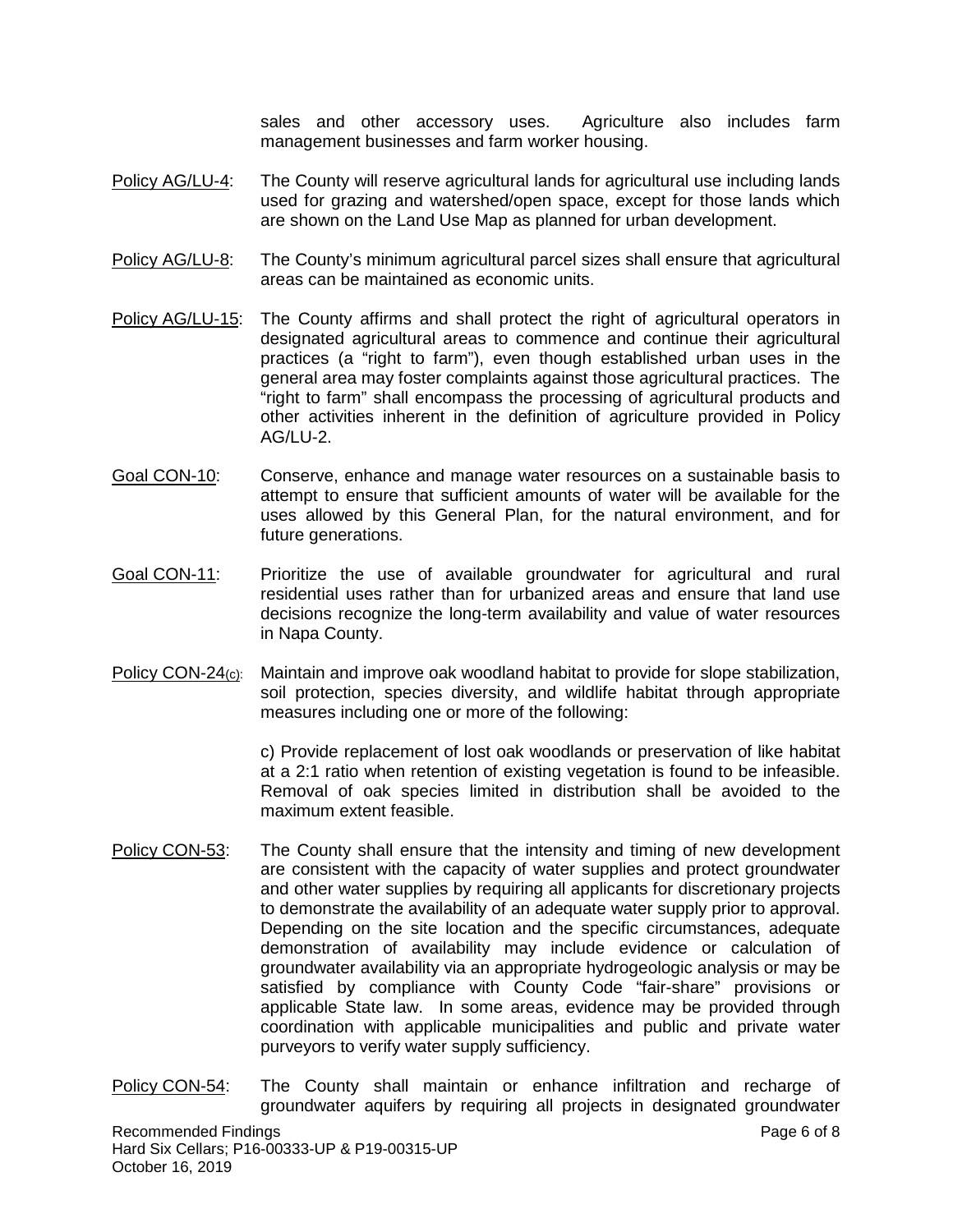sales and other accessory uses. Agriculture also includes farm management businesses and farm worker housing.

Policy AG/LU-4: The County will reserve agricultural lands for agricultural use including lands used for grazing and watershed/open space, except for those lands which are shown on the Land Use Map as planned for urban development.

Policy AG/LU-8: The County's minimum agricultural parcel sizes shall ensure that agricultural areas can be maintained as economic units.

Policy AG/LU-15: The County affirms and shall protect the right of agricultural operators in designated agricultural areas to commence and continue their agricultural practices (a "right to farm"), even though established urban uses in the general area may foster complaints against those agricultural practices. The "right to farm" shall encompass the processing of agricultural products and other activities inherent in the definition of agriculture provided in Policy AG/LU-2.

Goal CON-10: Conserve, enhance and manage water resources on a sustainable basis to attempt to ensure that sufficient amounts of water will be available for the uses allowed by this General Plan, for the natural environment, and for future generations.

Goal CON-11: Prioritize the use of available groundwater for agricultural and rural residential uses rather than for urbanized areas and ensure that land use decisions recognize the long-term availability and value of water resources in Napa County.

Policy CON-24(c): Maintain and improve oak woodland habitat to provide for slope stabilization, soil protection, species diversity, and wildlife habitat through appropriate measures including one or more of the following:

c) Provide replacement of lost oak woodlands or preservation of like habitat at a 2:1 ratio when retention of existing vegetation is found to be infeasible. Removal of oak species limited in distribution shall be avoided to the maximum extent feasible.

Policy CON-53: The County shall ensure that the intensity and timing of new development are consistent with the capacity of water supplies and protect groundwater and other water supplies by requiring all applicants for discretionary projects to demonstrate the availability of an adequate water supply prior to approval. Depending on the site location and the specific circumstances, adequate demonstration of availability may include evidence or calculation of groundwater availability via an appropriate hydrogeologic analysis or may be satisfied by compliance with County Code "fair-share" provisions or applicable State law. In some areas, evidence may be provided through coordination with applicable municipalities and public and private water purveyors to verify water supply sufficiency.

Policy CON-54: The County shall maintain or enhance infiltration and recharge of groundwater aquifers by requiring all projects in designated groundwater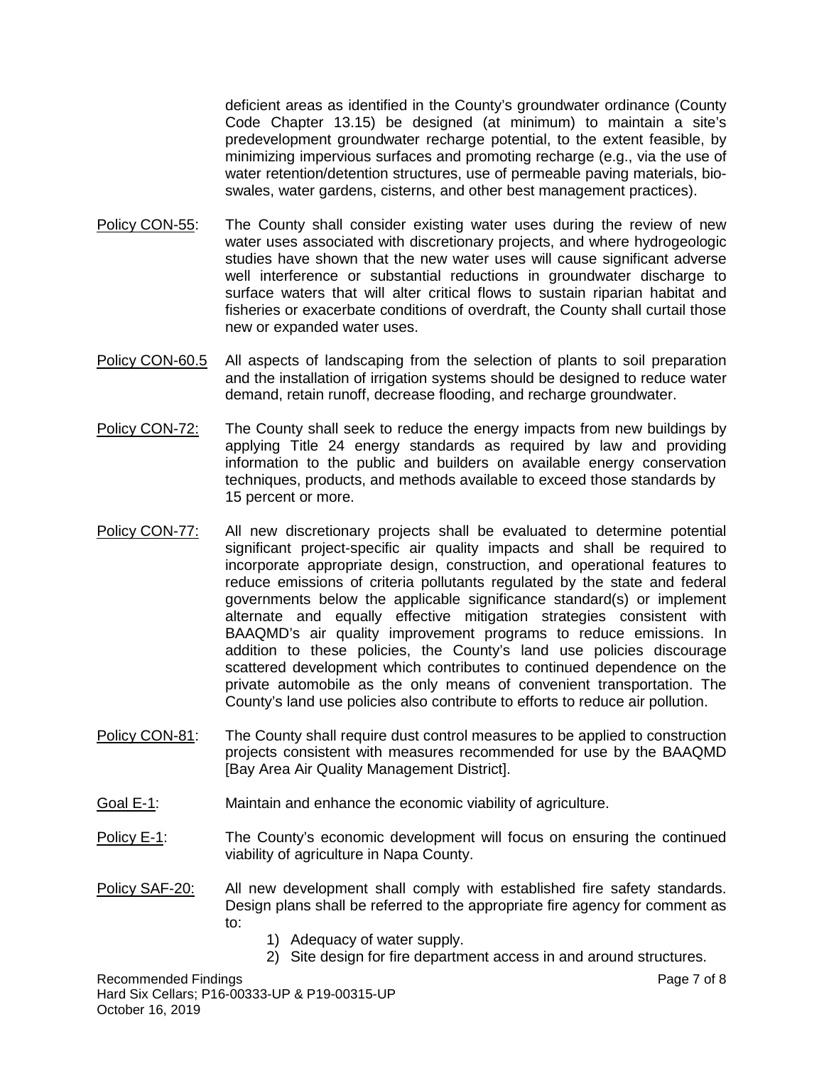deficient areas as identified in the County's groundwater ordinance (County Code Chapter 13.15) be designed (at minimum) to maintain a site's predevelopment groundwater recharge potential, to the extent feasible, by minimizing impervious surfaces and promoting recharge (e.g., via the use of water retention/detention structures, use of permeable paving materials, bio-swales, water gardens, cisterns, and other best management practices).

Policy CON-55: The County shall consider existing water uses during the review of new water uses associated with discretionary projects, and where hydrogeologic studies have shown that the new water uses will cause significant adverse well interference or substantial reductions in groundwater discharge to surface waters that will alter critical flows to sustain riparian habitat and fisheries or exacerbate conditions of overdraft, the County shall curtail those new or expanded water uses.

Policy CON-60.5 All aspects of landscaping from the selection of plants to soil preparation and the installation of irrigation systems should be designed to reduce water demand, retain runoff, decrease flooding, and recharge groundwater.

Policy CON-72: The County shall seek to reduce the energy impacts from new buildings by applying Title 24 energy standards as required by law and providing information to the public and builders on available energy conservation techniques, products, and methods available to exceed those standards by 15 percent or more.

Policy CON-77: All new discretionary projects shall be evaluated to determine potential significant project-specific air quality impacts and shall be required to incorporate appropriate design, construction, and operational features to reduce emissions of criteria pollutants regulated by the state and federal governments below the applicable significance standard(s) or implement alternate and equally effective mitigation strategies consistent with BAAQMD's air quality improvement programs to reduce emissions. In addition to these policies, the County's land use policies discourage scattered development which contributes to continued dependence on the private automobile as the only means of convenient transportation. The County's land use policies also contribute to efforts to reduce air pollution.

Policy CON-81: The County shall require dust control measures to be applied to construction projects consistent with measures recommended for use by the BAAQMD [Bay Area Air Quality Management District].

Goal E-1: Maintain and enhance the economic viability of agriculture.

Policy E-1: The County's economic development will focus on ensuring the continued viability of agriculture in Napa County.

Policy SAF-20: All new development shall comply with established fire safety standards. Design plans shall be referred to the appropriate fire agency for comment as to:

1) Adequacy of water supply.
2) Site design for fire department access in and around structures.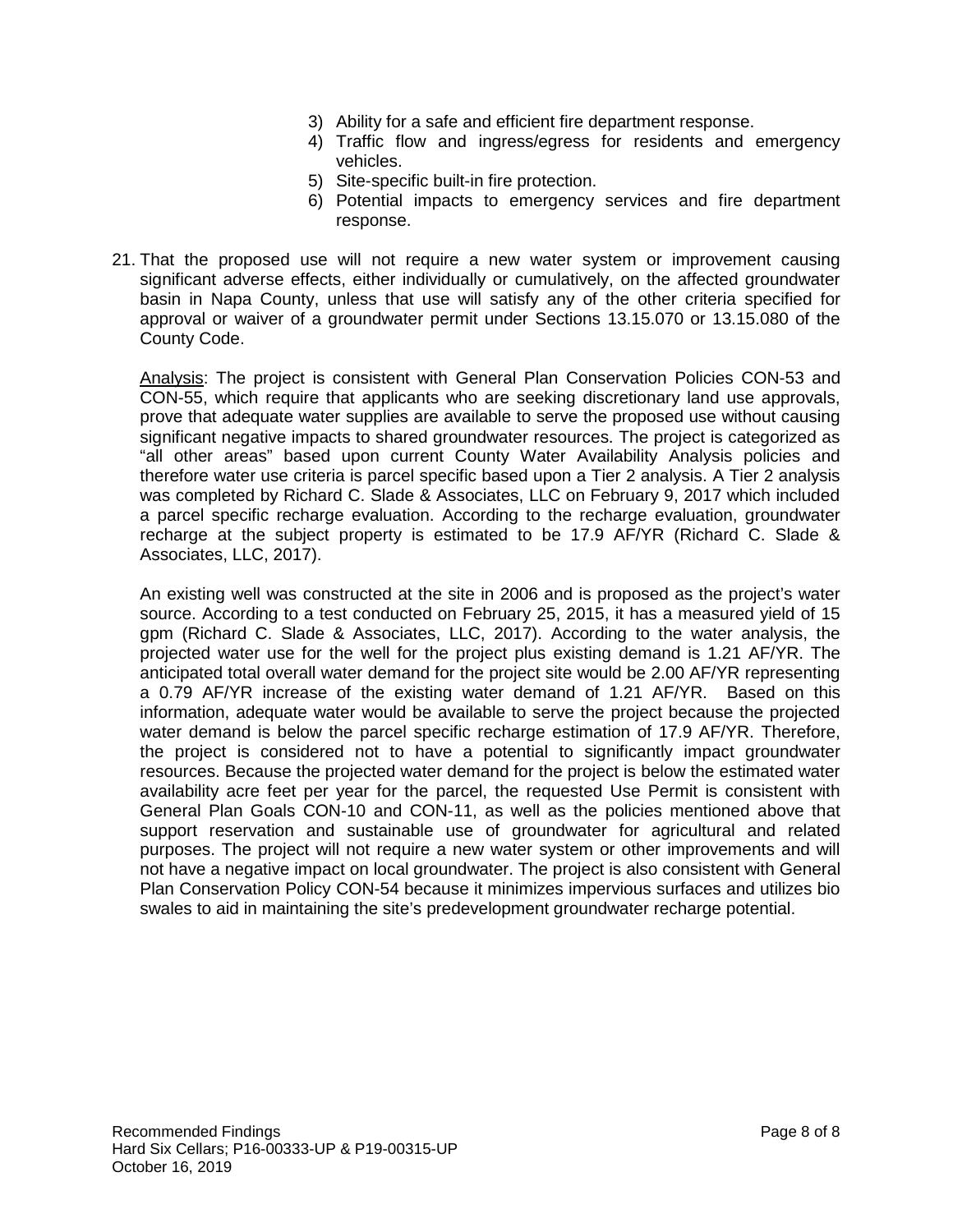3) Ability for a safe and efficient fire department response.
4) Traffic flow and ingress/egress for residents and emergency vehicles.
5) Site-specific built-in fire protection.
6) Potential impacts to emergency services and fire department response.

21. That the proposed use will not require a new water system or improvement causing significant adverse effects, either individually or cumulatively, on the affected groundwater basin in Napa County, unless that use will satisfy any of the other criteria specified for approval or waiver of a groundwater permit under Sections 13.15.070 or 13.15.080 of the County Code.

    Analysis: The project is consistent with General Plan Conservation Policies CON-53 and CON-55, which require that applicants who are seeking discretionary land use approvals, prove that adequate water supplies are available to serve the proposed use without causing significant negative impacts to shared groundwater resources. The project is categorized as "all other areas" based upon current County Water Availability Analysis policies and therefore water use criteria is parcel specific based upon a Tier 2 analysis. A Tier 2 analysis was completed by Richard C. Slade & Associates, LLC on February 9, 2017 which included a parcel specific recharge evaluation. According to the recharge evaluation, groundwater recharge at the subject property is estimated to be 17.9 AF/YR (Richard C. Slade & Associates, LLC, 2017).

    An existing well was constructed at the site in 2006 and is proposed as the project's water source. According to a test conducted on February 25, 2015, it has a measured yield of 15 gpm (Richard C. Slade & Associates, LLC, 2017). According to the water analysis, the projected water use for the well for the project plus existing demand is 1.21 AF/YR. The anticipated total overall water demand for the project site would be 2.00 AF/YR representing a 0.79 AF/YR increase of the existing water demand of 1.21 AF/YR. Based on this information, adequate water would be available to serve the project because the projected water demand is below the parcel specific recharge estimation of 17.9 AF/YR. Therefore, the project is considered not to have a potential to significantly impact groundwater resources. Because the projected water demand for the project is below the estimated water availability acre feet per year for the parcel, the requested Use Permit is consistent with General Plan Goals CON-10 and CON-11, as well as the policies mentioned above that support reservation and sustainable use of groundwater for agricultural and related purposes. The project will not require a new water system or other improvements and will not have a negative impact on local groundwater. The project is also consistent with General Plan Conservation Policy CON-54 because it minimizes impervious surfaces and utilizes bio swales to aid in maintaining the site's predevelopment groundwater recharge potential.